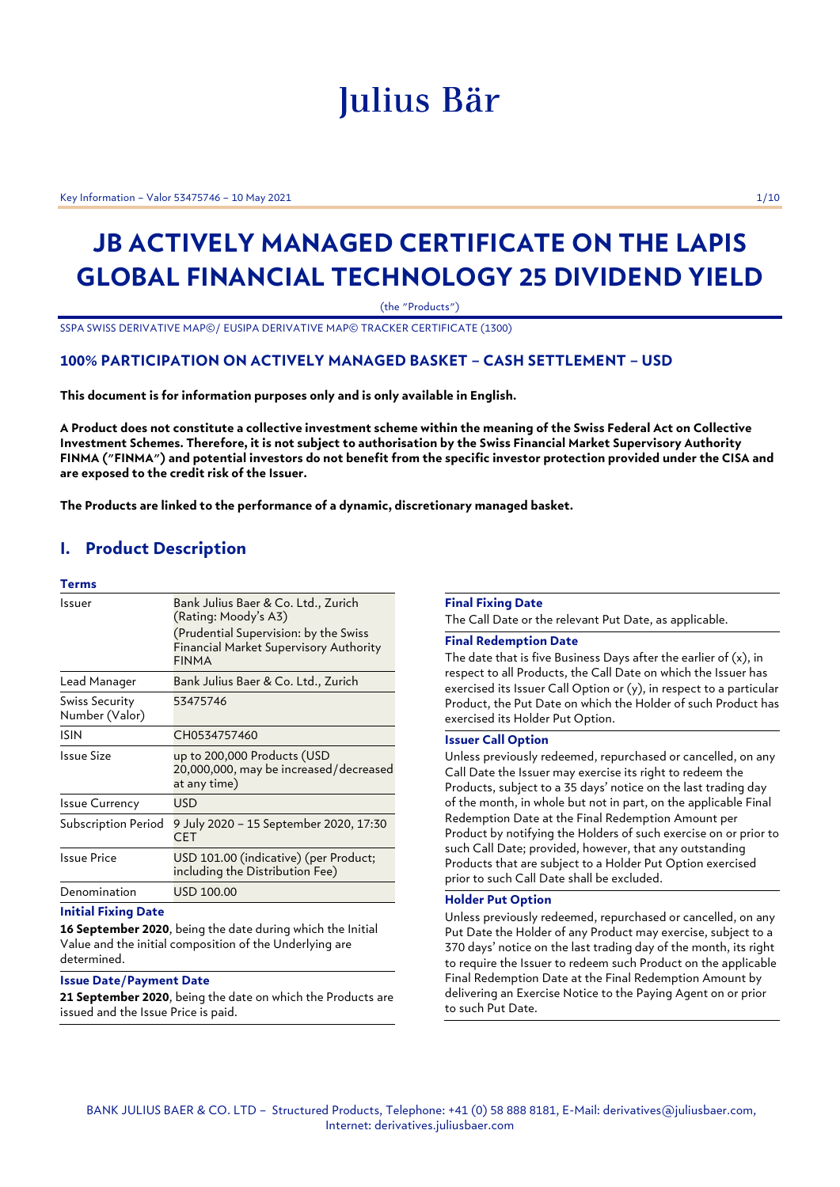Julius Bär

# JB ACTIVELY MANAGED CERTIFICATE ON THE LAPIS GLOBAL FINANCIAL TECHNOLOGY 25 DIVIDEND YIELD

(the "Products")

SSPA SWISS DERIVATIVE MAP©/ EUSIPA DERIVATIVE MAP© TRACKER CERTIFICATE (1300)

### 100% PARTICIPATION ON ACTIVELY MANAGED BASKET – CASH SETTLEMENT – USD

**This document is for information purposes only and is only available in English.**

**A Product does not constitute a collective investment scheme within the meaning of the Swiss Federal Act on Collective Investment Schemes. Therefore, it is not subject to authorisation by the Swiss Financial Market Supervisory Authority FINMA ("FINMA") and potential investors do not benefit from the specific investor protection provided under the CISA and are exposed to the credit risk of the Issuer.**

**The Products are linked to the performance of a dynamic, discretionary managed basket.**

## I. Product Description

### Terms

| | |
|---|---|
| Issuer | Bank Julius Baer & Co. Ltd., Zurich (Rating: Moody's A3) (Prudential Supervision: by the Swiss Financial Market Supervisory Authority FINMA |
| Lead Manager | Bank Julius Baer & Co. Ltd., Zurich |
| Swiss Security Number (Valor) | 53475746 |
| ISIN | CH0534757460 |
| Issue Size | up to 200,000 Products (USD 20,000,000, may be increased/decreased at any time) |
| Issue Currency | USD |
| Subscription Period | 9 July 2020 – 15 September 2020, 17:30 CET |
| Issue Price | USD 101.00 (indicative) (per Product; including the Distribution Fee) |
| Denomination | USD 100.00 |

**Initial Fixing Date**

**16 September 2020**, being the date during which the Initial Value and the initial composition of the Underlying are determined.

**Issue Date/Payment Date**

**21 September 2020**, being the date on which the Products are issued and the Issue Price is paid.

**Final Fixing Date**

The Call Date or the relevant Put Date, as applicable.

**Final Redemption Date**

The date that is five Business Days after the earlier of (x), in respect to all Products, the Call Date on which the Issuer has exercised its Issuer Call Option or (y), in respect to a particular Product, the Put Date on which the Holder of such Product has exercised its Holder Put Option.

**Issuer Call Option**

Unless previously redeemed, repurchased or cancelled, on any Call Date the Issuer may exercise its right to redeem the Products, subject to a 35 days' notice on the last trading day of the month, in whole but not in part, on the applicable Final Redemption Date at the Final Redemption Amount per Product by notifying the Holders of such exercise on or prior to such Call Date; provided, however, that any outstanding Products that are subject to a Holder Put Option exercised prior to such Call Date shall be excluded.

**Holder Put Option**

Unless previously redeemed, repurchased or cancelled, on any Put Date the Holder of any Product may exercise, subject to a 370 days' notice on the last trading day of the month, its right to require the Issuer to redeem such Product on the applicable Final Redemption Date at the Final Redemption Amount by delivering an Exercise Notice to the Paying Agent on or prior to such Put Date.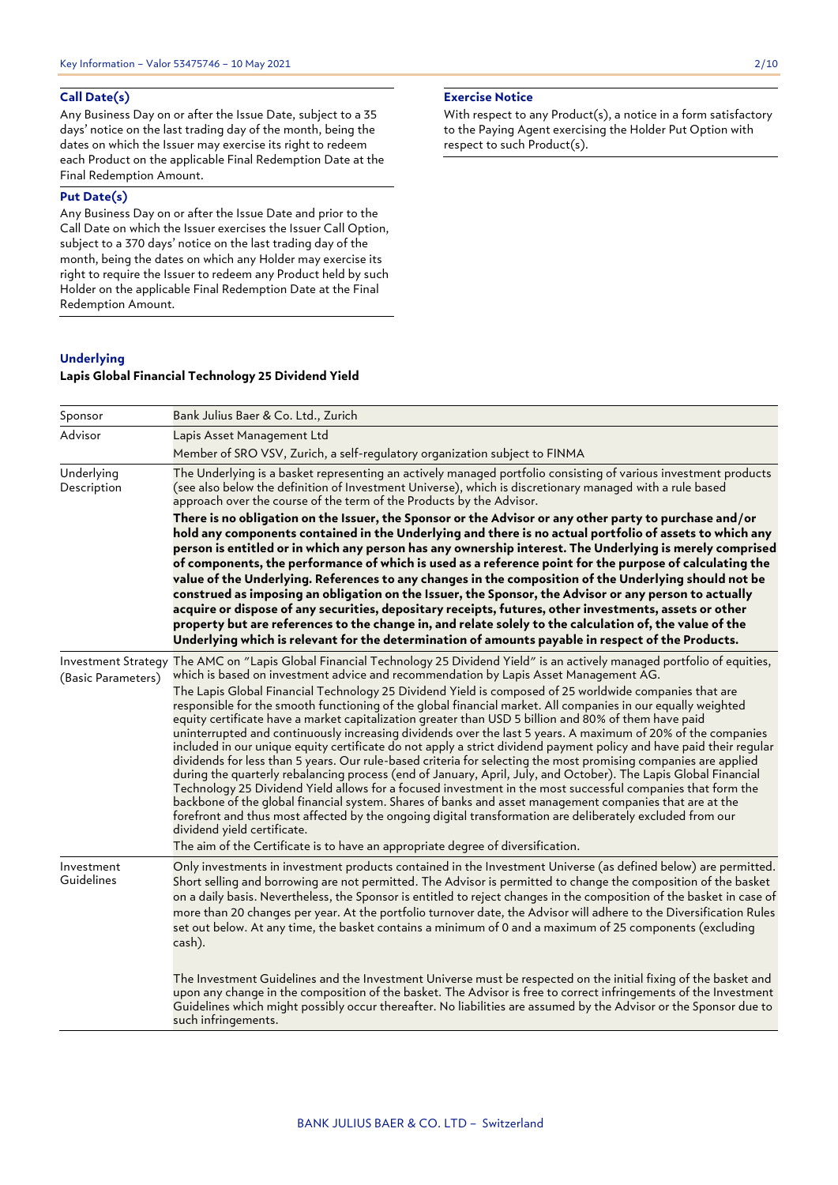### Call Date(s)

Any Business Day on or after the Issue Date, subject to a 35 days' notice on the last trading day of the month, being the dates on which the Issuer may exercise its right to redeem each Product on the applicable Final Redemption Date at the Final Redemption Amount.

### Put Date(s)

Any Business Day on or after the Issue Date and prior to the Call Date on which the Issuer exercises the Issuer Call Option, subject to a 370 days' notice on the last trading day of the month, being the dates on which any Holder may exercise its right to require the Issuer to redeem any Product held by such Holder on the applicable Final Redemption Date at the Final Redemption Amount.

### Exercise Notice

With respect to any Product(s), a notice in a form satisfactory to the Paying Agent exercising the Holder Put Option with respect to such Product(s).

## Underlying

**Lapis Global Financial Technology 25 Dividend Yield**

| | |
|---|---|
| Sponsor | Bank Julius Baer & Co. Ltd., Zurich |
| Advisor | Lapis Asset Management Ltd<br>Member of SRO VSV, Zurich, a self-regulatory organization subject to FINMA |
| Underlying Description | The Underlying is a basket representing an actively managed portfolio consisting of various investment products (see also below the definition of Investment Universe), which is discretionary managed with a rule based approach over the course of the term of the Products by the Advisor.<br>**There is no obligation on the Issuer, the Sponsor or the Advisor or any other party to purchase and/or hold any components contained in the Underlying and there is no actual portfolio of assets to which any person is entitled or in which any person has any ownership interest. The Underlying is merely comprised of components, the performance of which is used as a reference point for the purpose of calculating the value of the Underlying. References to any changes in the composition of the Underlying should not be construed as imposing an obligation on the Issuer, the Sponsor, the Advisor or any person to actually acquire or dispose of any securities, depositary receipts, futures, other investments, assets or other property but are references to the change in, and relate solely to the calculation of, the value of the Underlying which is relevant for the determination of amounts payable in respect of the Products.** |
| Investment Strategy (Basic Parameters) | The AMC on "Lapis Global Financial Technology 25 Dividend Yield" is an actively managed portfolio of equities, which is based on investment advice and recommendation by Lapis Asset Management AG.<br>The Lapis Global Financial Technology 25 Dividend Yield is composed of 25 worldwide companies that are responsible for the smooth functioning of the global financial market. All companies in our equally weighted equity certificate have a market capitalization greater than USD 5 billion and 80% of them have paid uninterrupted and continuously increasing dividends over the last 5 years. A maximum of 20% of the companies included in our unique equity certificate do not apply a strict dividend payment policy and have paid their regular dividends for less than 5 years. Our rule-based criteria for selecting the most promising companies are applied during the quarterly rebalancing process (end of January, April, July, and October). The Lapis Global Financial Technology 25 Dividend Yield allows for a focused investment in the most successful companies that form the backbone of the global financial system. Shares of banks and asset management companies that are at the forefront and thus most affected by the ongoing digital transformation are deliberately excluded from our dividend yield certificate.<br>The aim of the Certificate is to have an appropriate degree of diversification. |
| Investment Guidelines | Only investments in investment products contained in the Investment Universe (as defined below) are permitted. Short selling and borrowing are not permitted. The Advisor is permitted to change the composition of the basket on a daily basis. Nevertheless, the Sponsor is entitled to reject changes in the composition of the basket in case of more than 20 changes per year. At the portfolio turnover date, the Advisor will adhere to the Diversification Rules set out below. At any time, the basket contains a minimum of 0 and a maximum of 25 components (excluding cash).<br><br>The Investment Guidelines and the Investment Universe must be respected on the initial fixing of the basket and upon any change in the composition of the basket. The Advisor is free to correct infringements of the Investment Guidelines which might possibly occur thereafter. No liabilities are assumed by the Advisor or the Sponsor due to such infringements. |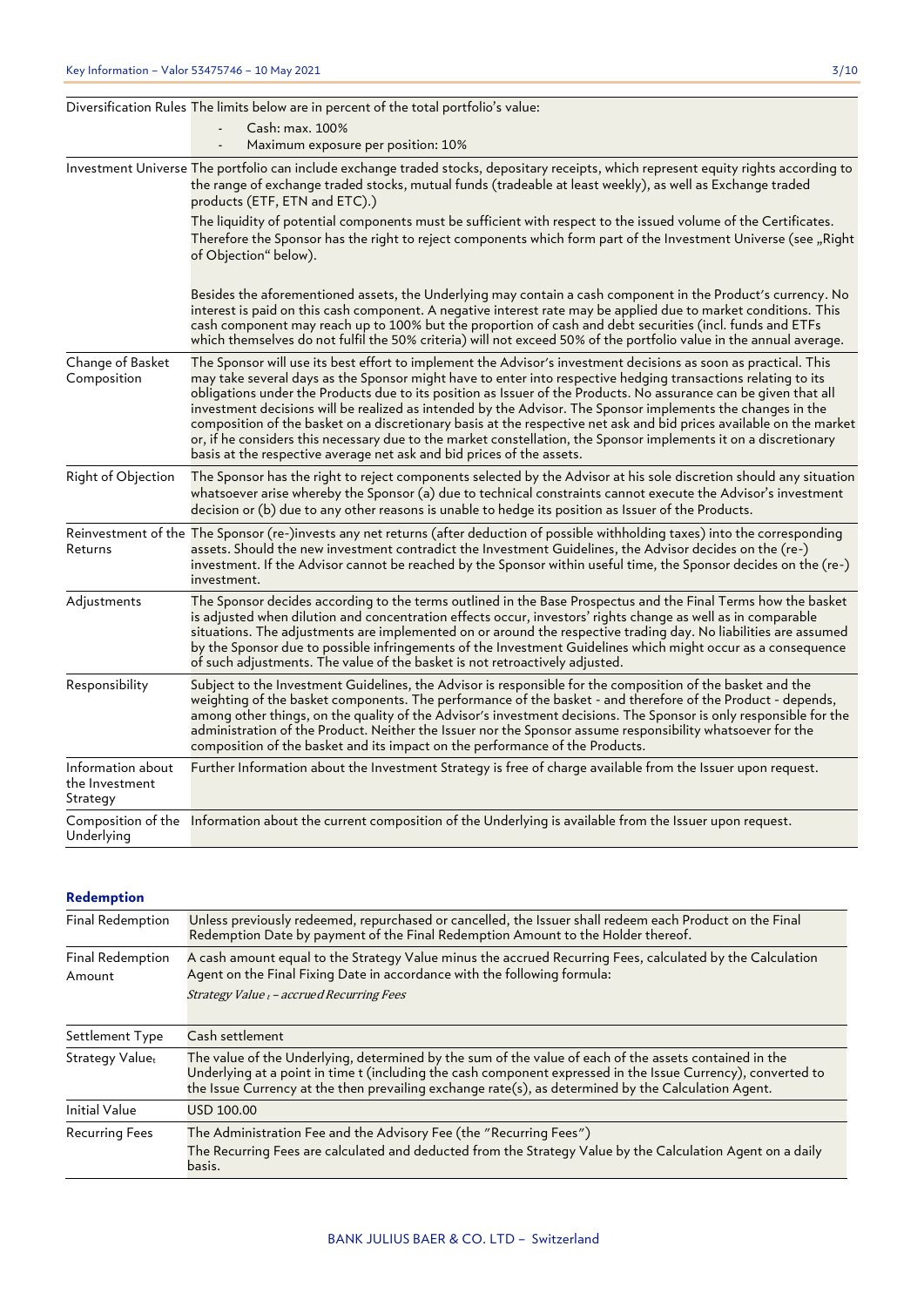| | |
|---|---|
| Diversification Rules | The limits below are in percent of the total portfolio's value:<br>- Cash: max. 100%<br>- Maximum exposure per position: 10% |
| Investment Universe | The portfolio can include exchange traded stocks, depositary receipts, which represent equity rights according to the range of exchange traded stocks, mutual funds (tradeable at least weekly), as well as Exchange traded products (ETF, ETN and ETC).)<br>The liquidity of potential components must be sufficient with respect to the issued volume of the Certificates. Therefore the Sponsor has the right to reject components which form part of the Investment Universe (see „Right of Objection" below).<br><br>Besides the aforementioned assets, the Underlying may contain a cash component in the Product's currency. No interest is paid on this cash component. A negative interest rate may be applied due to market conditions. This cash component may reach up to 100% but the proportion of cash and debt securities (incl. funds and ETFs which themselves do not fulfil the 50% criteria) will not exceed 50% of the portfolio value in the annual average. |
| Change of Basket Composition | The Sponsor will use its best effort to implement the Advisor's investment decisions as soon as practical. This may take several days as the Sponsor might have to enter into respective hedging transactions relating to its obligations under the Products due to its position as Issuer of the Products. No assurance can be given that all investment decisions will be realized as intended by the Advisor. The Sponsor implements the changes in the composition of the basket on a discretionary basis at the respective net ask and bid prices available on the market or, if he considers this necessary due to the market constellation, the Sponsor implements it on a discretionary basis at the respective average net ask and bid prices of the assets. |
| Right of Objection | The Sponsor has the right to reject components selected by the Advisor at his sole discretion should any situation whatsoever arise whereby the Sponsor (a) due to technical constraints cannot execute the Advisor's investment decision or (b) due to any other reasons is unable to hedge its position as Issuer of the Products. |
| Reinvestment of the Returns | The Sponsor (re-)invests any net returns (after deduction of possible withholding taxes) into the corresponding assets. Should the new investment contradict the Investment Guidelines, the Advisor decides on the (re-) investment. If the Advisor cannot be reached by the Sponsor within useful time, the Sponsor decides on the (re-) investment. |
| Adjustments | The Sponsor decides according to the terms outlined in the Base Prospectus and the Final Terms how the basket is adjusted when dilution and concentration effects occur, investors' rights change as well as in comparable situations. The adjustments are implemented on or around the respective trading day. No liabilities are assumed by the Sponsor due to possible infringements of the Investment Guidelines which might occur as a consequence of such adjustments. The value of the basket is not retroactively adjusted. |
| Responsibility | Subject to the Investment Guidelines, the Advisor is responsible for the composition of the basket and the weighting of the basket components. The performance of the basket - and therefore of the Product - depends, among other things, on the quality of the Advisor's investment decisions. The Sponsor is only responsible for the administration of the Product. Neither the Issuer nor the Sponsor assume responsibility whatsoever for the composition of the basket and its impact on the performance of the Products. |
| Information about the Investment Strategy | Further Information about the Investment Strategy is free of charge available from the Issuer upon request. |
| Composition of the Underlying | Information about the current composition of the Underlying is available from the Issuer upon request. |

## Redemption

| | |
|---|---|
| Final Redemption | Unless previously redeemed, repurchased or cancelled, the Issuer shall redeem each Product on the Final Redemption Date by payment of the Final Redemption Amount to the Holder thereof. |
| Final Redemption Amount | A cash amount equal to the Strategy Value minus the accrued Recurring Fees, calculated by the Calculation Agent on the Final Fixing Date in accordance with the following formula:<br>*Strategy Value $_t$ – accrued Recurring Fees* |
| Settlement Type | Cash settlement |
| Strategy Value$_t$ | The value of the Underlying, determined by the sum of the value of each of the assets contained in the Underlying at a point in time t (including the cash component expressed in the Issue Currency), converted to the Issue Currency at the then prevailing exchange rate(s), as determined by the Calculation Agent. |
| Initial Value | USD 100.00 |
| Recurring Fees | The Administration Fee and the Advisory Fee (the "Recurring Fees")<br>The Recurring Fees are calculated and deducted from the Strategy Value by the Calculation Agent on a daily basis. |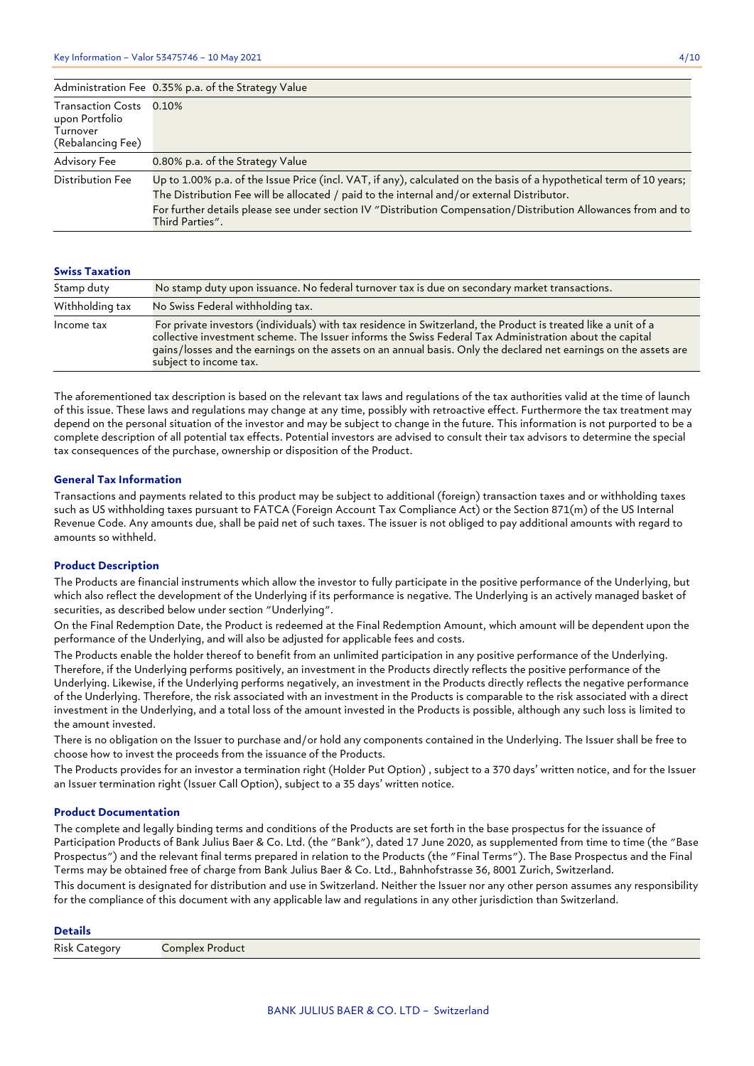| | |
|---|---|
| Administration Fee | 0.35% p.a. of the Strategy Value |
| Transaction Costs upon Portfolio Turnover (Rebalancing Fee) | 0.10% |
| Advisory Fee | 0.80% p.a. of the Strategy Value |
| Distribution Fee | Up to 1.00% p.a. of the Issue Price (incl. VAT, if any), calculated on the basis of a hypothetical term of 10 years; The Distribution Fee will be allocated / paid to the internal and/or external Distributor. For further details please see under section IV "Distribution Compensation/Distribution Allowances from and to Third Parties". |

### Swiss Taxation

| | |
|---|---|
| Stamp duty | No stamp duty upon issuance. No federal turnover tax is due on secondary market transactions. |
| Withholding tax | No Swiss Federal withholding tax. |
| Income tax | For private investors (individuals) with tax residence in Switzerland, the Product is treated like a unit of a collective investment scheme. The Issuer informs the Swiss Federal Tax Administration about the capital gains/losses and the earnings on the assets on an annual basis. Only the declared net earnings on the assets are subject to income tax. |

The aforementioned tax description is based on the relevant tax laws and regulations of the tax authorities valid at the time of launch of this issue. These laws and regulations may change at any time, possibly with retroactive effect. Furthermore the tax treatment may depend on the personal situation of the investor and may be subject to change in the future. This information is not purported to be a complete description of all potential tax effects. Potential investors are advised to consult their tax advisors to determine the special tax consequences of the purchase, ownership or disposition of the Product.

### General Tax Information

Transactions and payments related to this product may be subject to additional (foreign) transaction taxes and or withholding taxes such as US withholding taxes pursuant to FATCA (Foreign Account Tax Compliance Act) or the Section 871(m) of the US Internal Revenue Code. Any amounts due, shall be paid net of such taxes. The issuer is not obliged to pay additional amounts with regard to amounts so withheld.

### Product Description

The Products are financial instruments which allow the investor to fully participate in the positive performance of the Underlying, but which also reflect the development of the Underlying if its performance is negative. The Underlying is an actively managed basket of securities, as described below under section "Underlying".

On the Final Redemption Date, the Product is redeemed at the Final Redemption Amount, which amount will be dependent upon the performance of the Underlying, and will also be adjusted for applicable fees and costs.

The Products enable the holder thereof to benefit from an unlimited participation in any positive performance of the Underlying. Therefore, if the Underlying performs positively, an investment in the Products directly reflects the positive performance of the Underlying. Likewise, if the Underlying performs negatively, an investment in the Products directly reflects the negative performance of the Underlying. Therefore, the risk associated with an investment in the Products is comparable to the risk associated with a direct investment in the Underlying, and a total loss of the amount invested in the Products is possible, although any such loss is limited to the amount invested.

There is no obligation on the Issuer to purchase and/or hold any components contained in the Underlying. The Issuer shall be free to choose how to invest the proceeds from the issuance of the Products.

The Products provides for an investor a termination right (Holder Put Option) , subject to a 370 days' written notice, and for the Issuer an Issuer termination right (Issuer Call Option), subject to a 35 days' written notice.

### Product Documentation

The complete and legally binding terms and conditions of the Products are set forth in the base prospectus for the issuance of Participation Products of Bank Julius Baer & Co. Ltd. (the "Bank"), dated 17 June 2020, as supplemented from time to time (the "Base Prospectus") and the relevant final terms prepared in relation to the Products (the "Final Terms"). The Base Prospectus and the Final Terms may be obtained free of charge from Bank Julius Baer & Co. Ltd., Bahnhofstrasse 36, 8001 Zurich, Switzerland.

This document is designated for distribution and use in Switzerland. Neither the Issuer nor any other person assumes any responsibility for the compliance of this document with any applicable law and regulations in any other jurisdiction than Switzerland.

### Details

| | |
|---|---|
| Risk Category | Complex Product |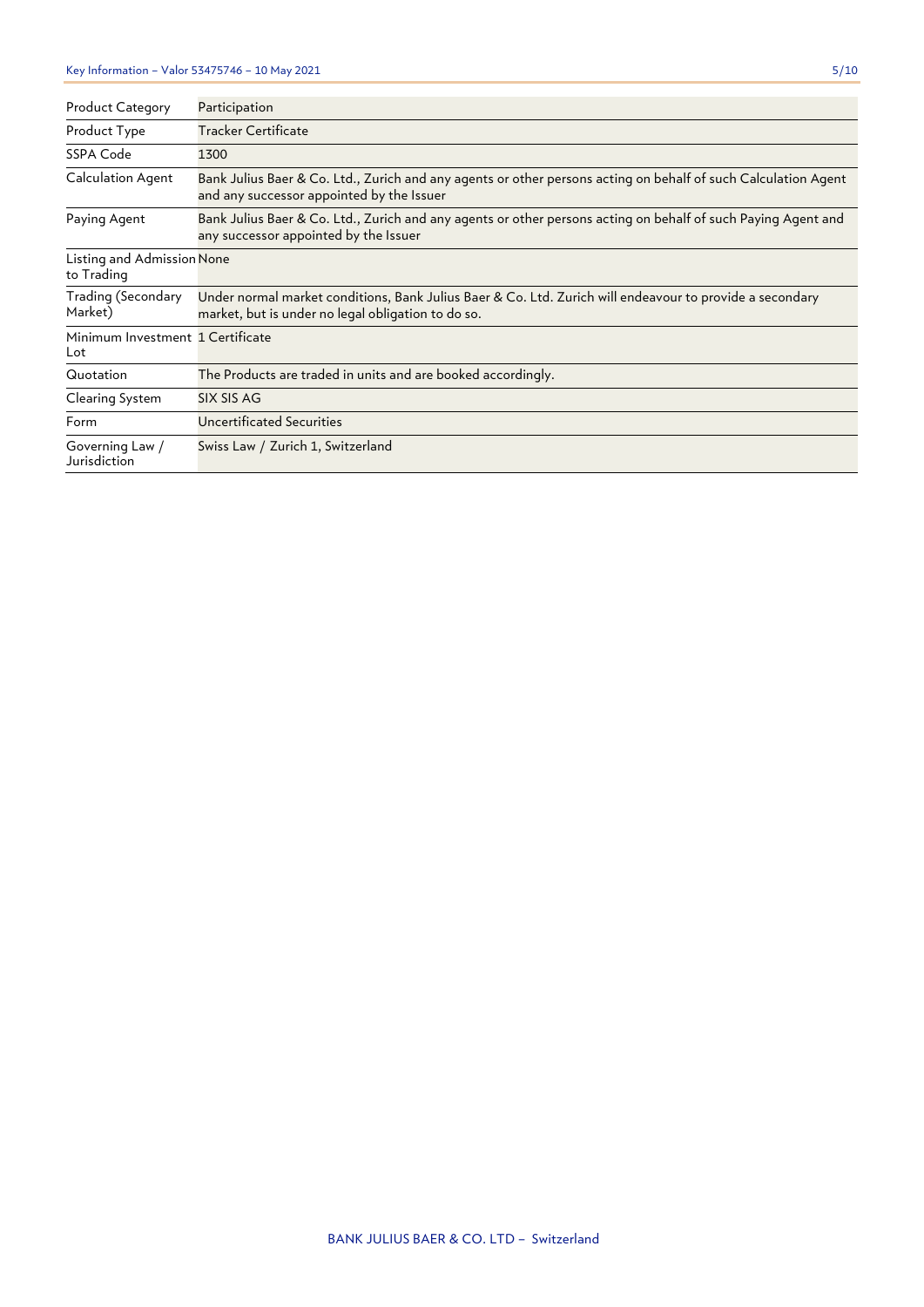| Product Category | Participation |
|---|---|
| Product Type | Tracker Certificate |
| SSPA Code | 1300 |
| Calculation Agent | Bank Julius Baer & Co. Ltd., Zurich and any agents or other persons acting on behalf of such Calculation Agent and any successor appointed by the Issuer |
| Paying Agent | Bank Julius Baer & Co. Ltd., Zurich and any agents or other persons acting on behalf of such Paying Agent and any successor appointed by the Issuer |
| Listing and Admission to Trading | None |
| Trading (Secondary Market) | Under normal market conditions, Bank Julius Baer & Co. Ltd. Zurich will endeavour to provide a secondary market, but is under no legal obligation to do so. |
| Minimum Investment Lot | 1 Certificate |
| Quotation | The Products are traded in units and are booked accordingly. |
| Clearing System | SIX SIS AG |
| Form | Uncertificated Securities |
| Governing Law / Jurisdiction | Swiss Law / Zurich 1, Switzerland |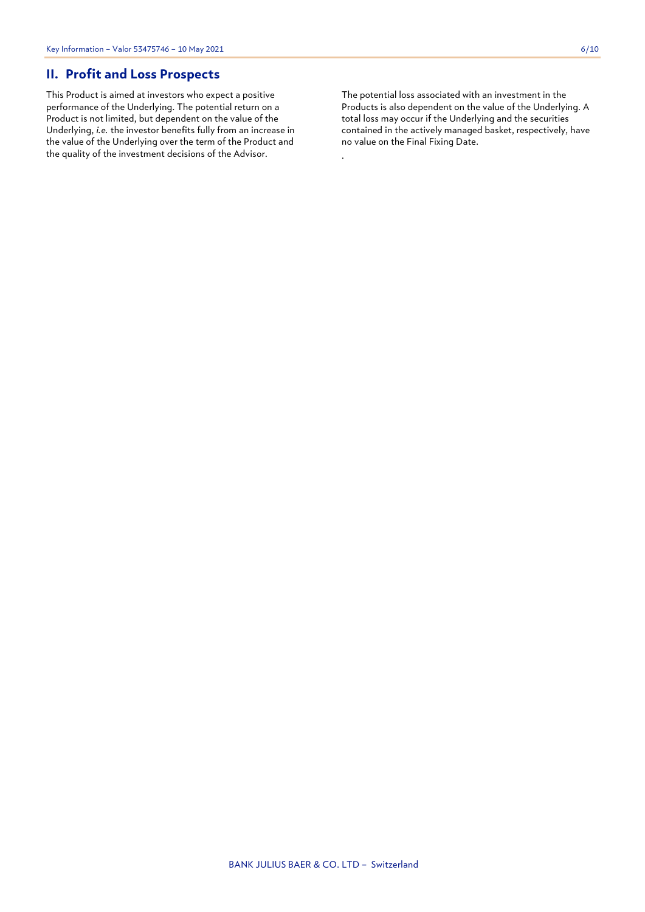## II. Profit and Loss Prospects

This Product is aimed at investors who expect a positive performance of the Underlying. The potential return on a Product is not limited, but dependent on the value of the Underlying, *i.e.* the investor benefits fully from an increase in the value of the Underlying over the term of the Product and the quality of the investment decisions of the Advisor.

The potential loss associated with an investment in the Products is also dependent on the value of the Underlying. A total loss may occur if the Underlying and the securities contained in the actively managed basket, respectively, have no value on the Final Fixing Date.

.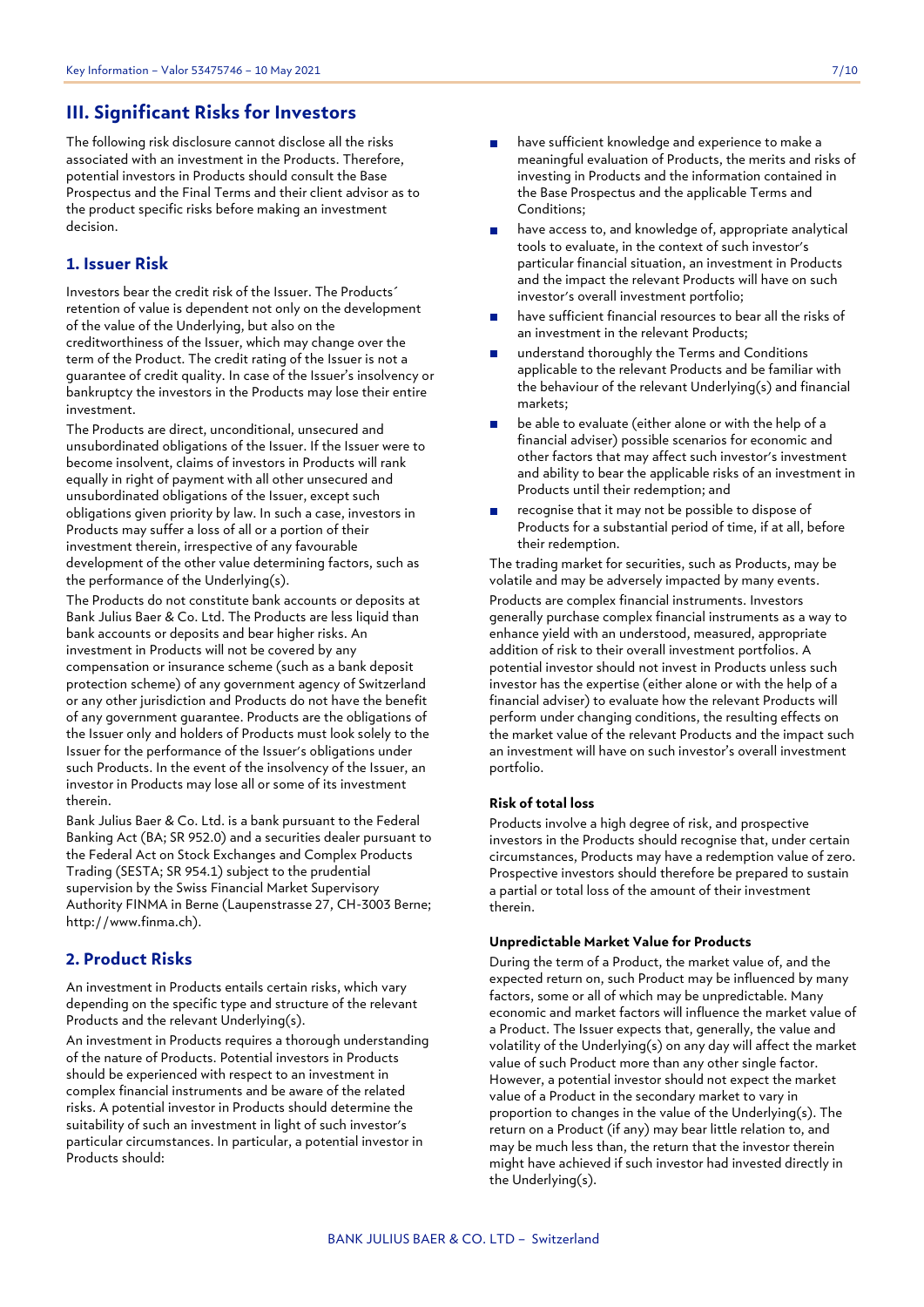## III. Significant Risks for Investors

The following risk disclosure cannot disclose all the risks associated with an investment in the Products. Therefore, potential investors in Products should consult the Base Prospectus and the Final Terms and their client advisor as to the product specific risks before making an investment decision.

### 1. Issuer Risk

Investors bear the credit risk of the Issuer. The Products´ retention of value is dependent not only on the development of the value of the Underlying, but also on the creditworthiness of the Issuer, which may change over the term of the Product. The credit rating of the Issuer is not a guarantee of credit quality. In case of the Issuer's insolvency or bankruptcy the investors in the Products may lose their entire investment.

The Products are direct, unconditional, unsecured and unsubordinated obligations of the Issuer. If the Issuer were to become insolvent, claims of investors in Products will rank equally in right of payment with all other unsecured and unsubordinated obligations of the Issuer, except such obligations given priority by law. In such a case, investors in Products may suffer a loss of all or a portion of their investment therein, irrespective of any favourable development of the other value determining factors, such as the performance of the Underlying(s).

The Products do not constitute bank accounts or deposits at Bank Julius Baer & Co. Ltd. The Products are less liquid than bank accounts or deposits and bear higher risks. An investment in Products will not be covered by any compensation or insurance scheme (such as a bank deposit protection scheme) of any government agency of Switzerland or any other jurisdiction and Products do not have the benefit of any government guarantee. Products are the obligations of the Issuer only and holders of Products must look solely to the Issuer for the performance of the Issuer's obligations under such Products. In the event of the insolvency of the Issuer, an investor in Products may lose all or some of its investment therein.

Bank Julius Baer & Co. Ltd. is a bank pursuant to the Federal Banking Act (BA; SR 952.0) and a securities dealer pursuant to the Federal Act on Stock Exchanges and Complex Products Trading (SESTA; SR 954.1) subject to the prudential supervision by the Swiss Financial Market Supervisory Authority FINMA in Berne (Laupenstrasse 27, CH-3003 Berne; http://www.finma.ch).

### 2. Product Risks

An investment in Products entails certain risks, which vary depending on the specific type and structure of the relevant Products and the relevant Underlying(s).

An investment in Products requires a thorough understanding of the nature of Products. Potential investors in Products should be experienced with respect to an investment in complex financial instruments and be aware of the related risks. A potential investor in Products should determine the suitability of such an investment in light of such investor's particular circumstances. In particular, a potential investor in Products should:

- have sufficient knowledge and experience to make a meaningful evaluation of Products, the merits and risks of investing in Products and the information contained in the Base Prospectus and the applicable Terms and Conditions;
- have access to, and knowledge of, appropriate analytical tools to evaluate, in the context of such investor's particular financial situation, an investment in Products and the impact the relevant Products will have on such investor's overall investment portfolio;
- have sufficient financial resources to bear all the risks of an investment in the relevant Products;
- understand thoroughly the Terms and Conditions applicable to the relevant Products and be familiar with the behaviour of the relevant Underlying(s) and financial markets;
- be able to evaluate (either alone or with the help of a financial adviser) possible scenarios for economic and other factors that may affect such investor's investment and ability to bear the applicable risks of an investment in Products until their redemption; and
- recognise that it may not be possible to dispose of Products for a substantial period of time, if at all, before their redemption.

The trading market for securities, such as Products, may be volatile and may be adversely impacted by many events.

Products are complex financial instruments. Investors generally purchase complex financial instruments as a way to enhance yield with an understood, measured, appropriate addition of risk to their overall investment portfolios. A potential investor should not invest in Products unless such investor has the expertise (either alone or with the help of a financial adviser) to evaluate how the relevant Products will perform under changing conditions, the resulting effects on the market value of the relevant Products and the impact such an investment will have on such investor's overall investment portfolio.

#### Risk of total loss

Products involve a high degree of risk, and prospective investors in the Products should recognise that, under certain circumstances, Products may have a redemption value of zero. Prospective investors should therefore be prepared to sustain a partial or total loss of the amount of their investment therein.

#### Unpredictable Market Value for Products

During the term of a Product, the market value of, and the expected return on, such Product may be influenced by many factors, some or all of which may be unpredictable. Many economic and market factors will influence the market value of a Product. The Issuer expects that, generally, the value and volatility of the Underlying(s) on any day will affect the market value of such Product more than any other single factor. However, a potential investor should not expect the market value of a Product in the secondary market to vary in proportion to changes in the value of the Underlying(s). The return on a Product (if any) may bear little relation to, and may be much less than, the return that the investor therein might have achieved if such investor had invested directly in the Underlying(s).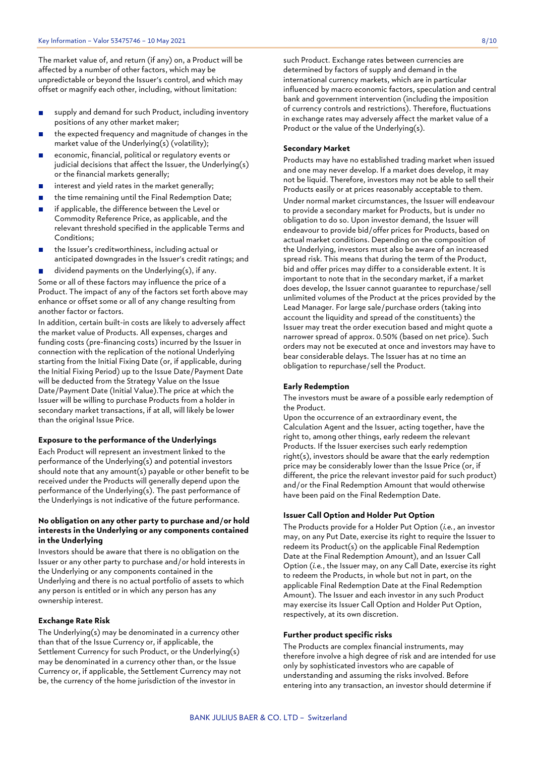The market value of, and return (if any) on, a Product will be affected by a number of other factors, which may be unpredictable or beyond the Issuer's control, and which may offset or magnify each other, including, without limitation:

- supply and demand for such Product, including inventory positions of any other market maker;
- the expected frequency and magnitude of changes in the market value of the Underlying(s) (volatility);
- economic, financial, political or regulatory events or judicial decisions that affect the Issuer, the Underlying(s) or the financial markets generally;
- interest and yield rates in the market generally;
- the time remaining until the Final Redemption Date;
- if applicable, the difference between the Level or Commodity Reference Price, as applicable, and the relevant threshold specified in the applicable Terms and Conditions;
- the Issuer's creditworthiness, including actual or anticipated downgrades in the Issuer's credit ratings; and
- dividend payments on the Underlying(s), if any.

Some or all of these factors may influence the price of a Product. The impact of any of the factors set forth above may enhance or offset some or all of any change resulting from another factor or factors.

In addition, certain built-in costs are likely to adversely affect the market value of Products. All expenses, charges and funding costs (pre-financing costs) incurred by the Issuer in connection with the replication of the notional Underlying starting from the Initial Fixing Date (or, if applicable, during the Initial Fixing Period) up to the Issue Date/Payment Date will be deducted from the Strategy Value on the Issue Date/Payment Date (Initial Value).The price at which the Issuer will be willing to purchase Products from a holder in secondary market transactions, if at all, will likely be lower than the original Issue Price.

**Exposure to the performance of the Underlyings**

Each Product will represent an investment linked to the performance of the Underlying(s) and potential investors should note that any amount(s) payable or other benefit to be received under the Products will generally depend upon the performance of the Underlying(s). The past performance of the Underlyings is not indicative of the future performance.

**No obligation on any other party to purchase and/or hold interests in the Underlying or any components contained in the Underlying**

Investors should be aware that there is no obligation on the Issuer or any other party to purchase and/or hold interests in the Underlying or any components contained in the Underlying and there is no actual portfolio of assets to which any person is entitled or in which any person has any ownership interest.

**Exchange Rate Risk**

The Underlying(s) may be denominated in a currency other than that of the Issue Currency or, if applicable, the Settlement Currency for such Product, or the Underlying(s) may be denominated in a currency other than, or the Issue Currency or, if applicable, the Settlement Currency may not be, the currency of the home jurisdiction of the investor in such Product. Exchange rates between currencies are determined by factors of supply and demand in the international currency markets, which are in particular influenced by macro economic factors, speculation and central bank and government intervention (including the imposition of currency controls and restrictions). Therefore, fluctuations in exchange rates may adversely affect the market value of a Product or the value of the Underlying(s).

**Secondary Market**

Products may have no established trading market when issued and one may never develop. If a market does develop, it may not be liquid. Therefore, investors may not be able to sell their Products easily or at prices reasonably acceptable to them.

Under normal market circumstances, the Issuer will endeavour to provide a secondary market for Products, but is under no obligation to do so. Upon investor demand, the Issuer will endeavour to provide bid/offer prices for Products, based on actual market conditions. Depending on the composition of the Underlying, investors must also be aware of an increased spread risk. This means that during the term of the Product, bid and offer prices may differ to a considerable extent. It is important to note that in the secondary market, if a market does develop, the Issuer cannot guarantee to repurchase/sell unlimited volumes of the Product at the prices provided by the Lead Manager. For large sale/purchase orders (taking into account the liquidity and spread of the constituents) the Issuer may treat the order execution based and might quote a narrower spread of approx. 0.50% (based on net price). Such orders may not be executed at once and investors may have to bear considerable delays. The Issuer has at no time an obligation to repurchase/sell the Product.

**Early Redemption**

The investors must be aware of a possible early redemption of the Product.

Upon the occurrence of an extraordinary event, the Calculation Agent and the Issuer, acting together, have the right to, among other things, early redeem the relevant Products. If the Issuer exercises such early redemption right(s), investors should be aware that the early redemption price may be considerably lower than the Issue Price (or, if different, the price the relevant investor paid for such product) and/or the Final Redemption Amount that would otherwise have been paid on the Final Redemption Date.

**Issuer Call Option and Holder Put Option**

The Products provide for a Holder Put Option (*i.e.*, an investor may, on any Put Date, exercise its right to require the Issuer to redeem its Product(s) on the applicable Final Redemption Date at the Final Redemption Amount), and an Issuer Call Option (*i.e.*, the Issuer may, on any Call Date, exercise its right to redeem the Products, in whole but not in part, on the applicable Final Redemption Date at the Final Redemption Amount). The Issuer and each investor in any such Product may exercise its Issuer Call Option and Holder Put Option, respectively, at its own discretion.

**Further product specific risks**

The Products are complex financial instruments, may therefore involve a high degree of risk and are intended for use only by sophisticated investors who are capable of understanding and assuming the risks involved. Before entering into any transaction, an investor should determine if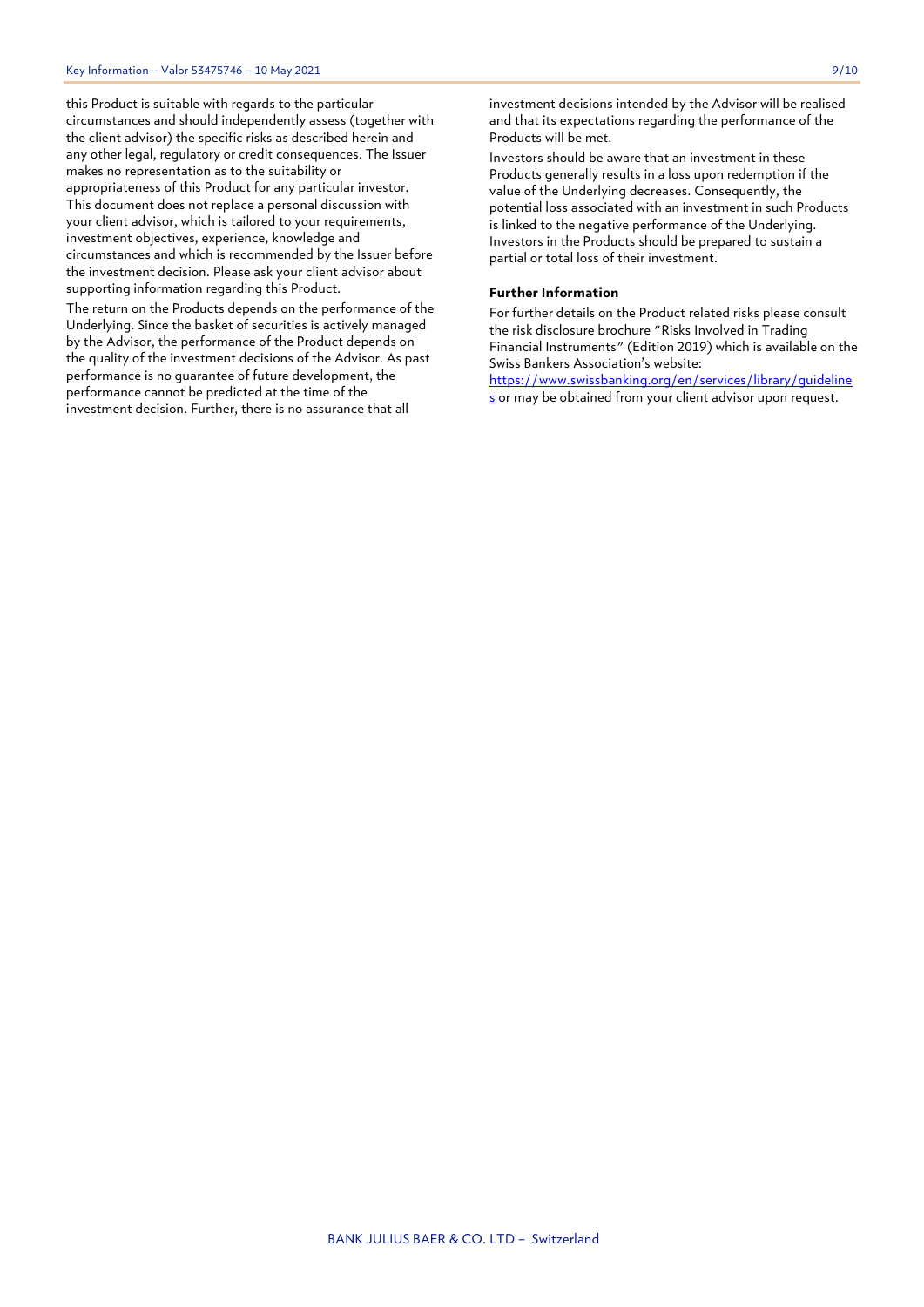this Product is suitable with regards to the particular circumstances and should independently assess (together with the client advisor) the specific risks as described herein and any other legal, regulatory or credit consequences. The Issuer makes no representation as to the suitability or appropriateness of this Product for any particular investor. This document does not replace a personal discussion with your client advisor, which is tailored to your requirements, investment objectives, experience, knowledge and circumstances and which is recommended by the Issuer before the investment decision. Please ask your client advisor about supporting information regarding this Product.

The return on the Products depends on the performance of the Underlying. Since the basket of securities is actively managed by the Advisor, the performance of the Product depends on the quality of the investment decisions of the Advisor. As past performance is no guarantee of future development, the performance cannot be predicted at the time of the investment decision. Further, there is no assurance that all investment decisions intended by the Advisor will be realised and that its expectations regarding the performance of the Products will be met.

Investors should be aware that an investment in these Products generally results in a loss upon redemption if the value of the Underlying decreases. Consequently, the potential loss associated with an investment in such Products is linked to the negative performance of the Underlying. Investors in the Products should be prepared to sustain a partial or total loss of their investment.

**Further Information**

For further details on the Product related risks please consult the risk disclosure brochure "Risks Involved in Trading Financial Instruments" (Edition 2019) which is available on the Swiss Bankers Association's website: [https://www.swissbanking.org/en/services/library/guidelines](https://www.swissbanking.org/en/services/library/guidelines) or may be obtained from your client advisor upon request.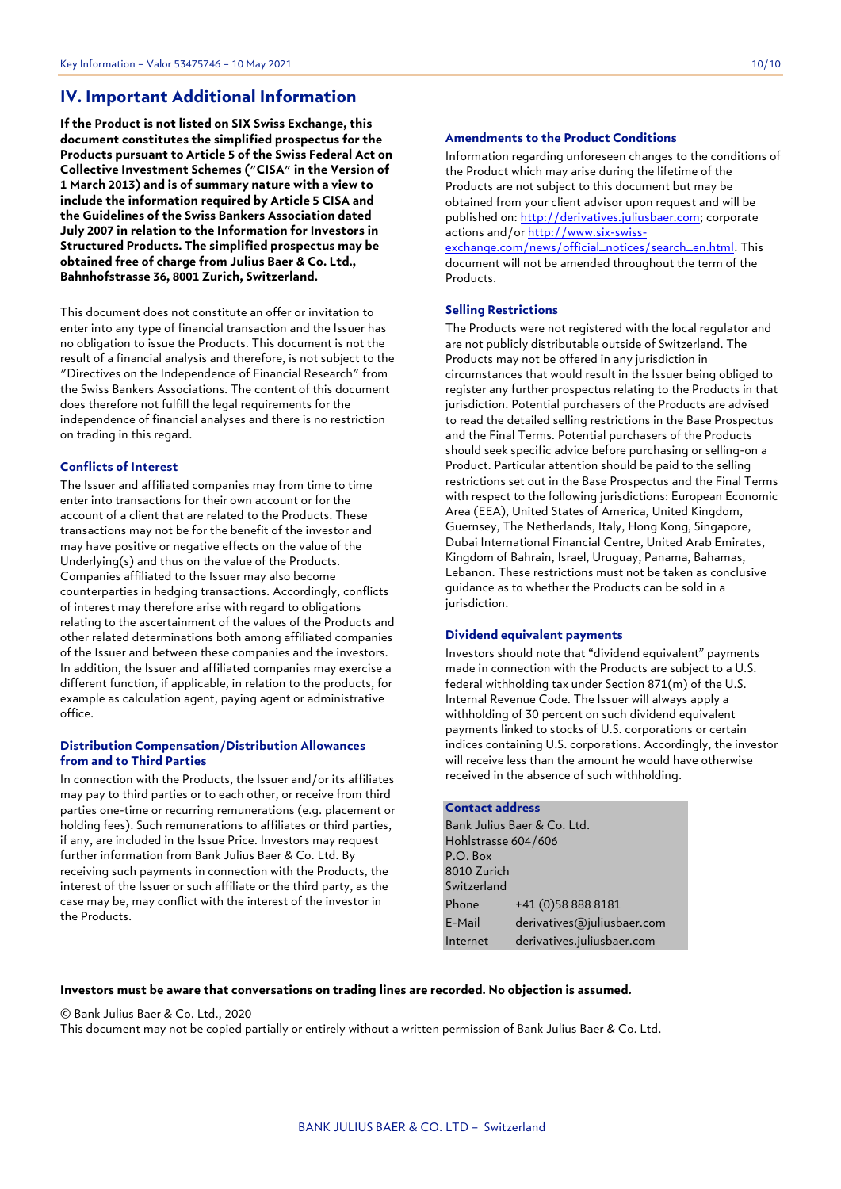## IV. Important Additional Information

**If the Product is not listed on SIX Swiss Exchange, this document constitutes the simplified prospectus for the Products pursuant to Article 5 of the Swiss Federal Act on Collective Investment Schemes ("CISA" in the Version of 1 March 2013) and is of summary nature with a view to include the information required by Article 5 CISA and the Guidelines of the Swiss Bankers Association dated July 2007 in relation to the Information for Investors in Structured Products. The simplified prospectus may be obtained free of charge from Julius Baer & Co. Ltd., Bahnhofstrasse 36, 8001 Zurich, Switzerland.**

This document does not constitute an offer or invitation to enter into any type of financial transaction and the Issuer has no obligation to issue the Products. This document is not the result of a financial analysis and therefore, is not subject to the "Directives on the Independence of Financial Research" from the Swiss Bankers Associations. The content of this document does therefore not fulfill the legal requirements for the independence of financial analyses and there is no restriction on trading in this regard.

### Conflicts of Interest

The Issuer and affiliated companies may from time to time enter into transactions for their own account or for the account of a client that are related to the Products. These transactions may not be for the benefit of the investor and may have positive or negative effects on the value of the Underlying(s) and thus on the value of the Products. Companies affiliated to the Issuer may also become counterparties in hedging transactions. Accordingly, conflicts of interest may therefore arise with regard to obligations relating to the ascertainment of the values of the Products and other related determinations both among affiliated companies of the Issuer and between these companies and the investors. In addition, the Issuer and affiliated companies may exercise a different function, if applicable, in relation to the products, for example as calculation agent, paying agent or administrative office.

### Distribution Compensation/Distribution Allowances from and to Third Parties

In connection with the Products, the Issuer and/or its affiliates may pay to third parties or to each other, or receive from third parties one-time or recurring remunerations (e.g. placement or holding fees). Such remunerations to affiliates or third parties, if any, are included in the Issue Price. Investors may request further information from Bank Julius Baer & Co. Ltd. By receiving such payments in connection with the Products, the interest of the Issuer or such affiliate or the third party, as the case may be, may conflict with the interest of the investor in the Products.

### Amendments to the Product Conditions

Information regarding unforeseen changes to the conditions of the Product which may arise during the lifetime of the Products are not subject to this document but may be obtained from your client advisor upon request and will be published on: http://derivatives.juliusbaer.com; corporate actions and/or http://www.six-swiss-exchange.com/news/official_notices/search_en.html. This document will not be amended throughout the term of the Products.

### Selling Restrictions

The Products were not registered with the local regulator and are not publicly distributable outside of Switzerland. The Products may not be offered in any jurisdiction in circumstances that would result in the Issuer being obliged to register any further prospectus relating to the Products in that jurisdiction. Potential purchasers of the Products are advised to read the detailed selling restrictions in the Base Prospectus and the Final Terms. Potential purchasers of the Products should seek specific advice before purchasing or selling-on a Product. Particular attention should be paid to the selling restrictions set out in the Base Prospectus and the Final Terms with respect to the following jurisdictions: European Economic Area (EEA), United States of America, United Kingdom, Guernsey, The Netherlands, Italy, Hong Kong, Singapore, Dubai International Financial Centre, United Arab Emirates, Kingdom of Bahrain, Israel, Uruguay, Panama, Bahamas, Lebanon. These restrictions must not be taken as conclusive guidance as to whether the Products can be sold in a jurisdiction.

### Dividend equivalent payments

Investors should note that "dividend equivalent" payments made in connection with the Products are subject to a U.S. federal withholding tax under Section 871(m) of the U.S. Internal Revenue Code. The Issuer will always apply a withholding of 30 percent on such dividend equivalent payments linked to stocks of U.S. corporations or certain indices containing U.S. corporations. Accordingly, the investor will receive less than the amount he would have otherwise received in the absence of such withholding.

### Contact address

Bank Julius Baer & Co. Ltd.
Hohlstrasse 604/606
P.O. Box
8010 Zurich
Switzerland

| | |
|---|---|
| Phone | +41 (0)58 888 8181 |
| E-Mail | derivatives@juliusbaer.com |
| Internet | derivatives.juliusbaer.com |

**Investors must be aware that conversations on trading lines are recorded. No objection is assumed.**

© Bank Julius Baer & Co. Ltd., 2020
This document may not be copied partially or entirely without a written permission of Bank Julius Baer & Co. Ltd.